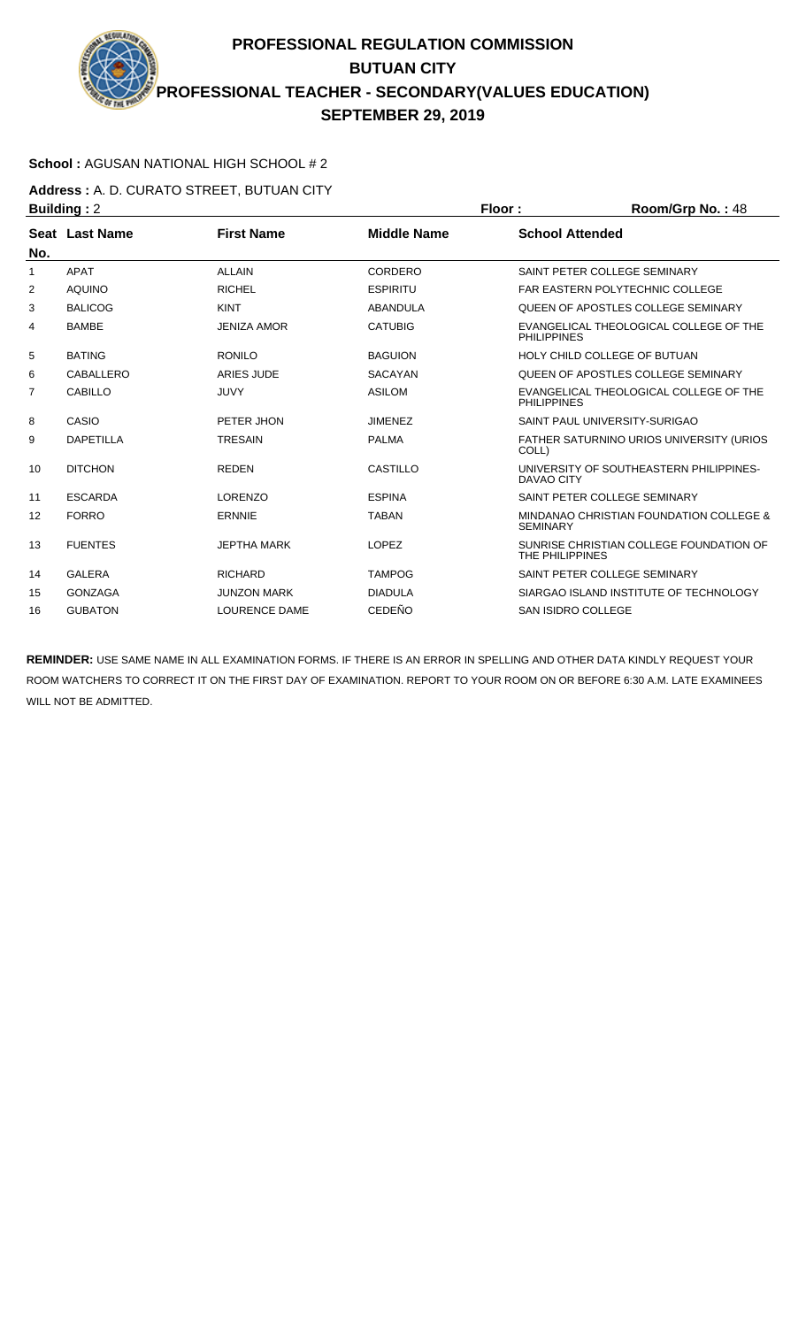# PROFESSIONAL REGULATION COMMISSION
## BUTUAN CITY
## PROFESSIONAL TEACHER - SECONDARY(VALUES EDUCATION)
## SEPTEMBER 29, 2019

**School :** AGUSAN NATIONAL HIGH SCHOOL # 2

**Address :** A. D. CURATO STREET, BUTUAN CITY

**Building :** 2 **Floor :** **Room/Grp No. :** 48

| Seat No. | Last Name | First Name | Middle Name | School Attended |
|---|---|---|---|---|
| 1 | APAT | ALLAIN | CORDERO | SAINT PETER COLLEGE SEMINARY |
| 2 | AQUINO | RICHEL | ESPIRITU | FAR EASTERN POLYTECHNIC COLLEGE |
| 3 | BALICOG | KINT | ABANDULA | QUEEN OF APOSTLES COLLEGE SEMINARY |
| 4 | BAMBE | JENIZA AMOR | CATUBIG | EVANGELICAL THEOLOGICAL COLLEGE OF THE PHILIPPINES |
| 5 | BATING | RONILO | BAGUION | HOLY CHILD COLLEGE OF BUTUAN |
| 6 | CABALLERO | ARIES JUDE | SACAYAN | QUEEN OF APOSTLES COLLEGE SEMINARY |
| 7 | CABILLO | JUVY | ASILOM | EVANGELICAL THEOLOGICAL COLLEGE OF THE PHILIPPINES |
| 8 | CASIO | PETER JHON | JIMENEZ | SAINT PAUL UNIVERSITY-SURIGAO |
| 9 | DAPETILLA | TRESAIN | PALMA | FATHER SATURNINO URIOS UNIVERSITY (URIOS COLL) |
| 10 | DITCHON | REDEN | CASTILLO | UNIVERSITY OF SOUTHEASTERN PHILIPPINES-DAVAO CITY |
| 11 | ESCARDA | LORENZO | ESPINA | SAINT PETER COLLEGE SEMINARY |
| 12 | FORRO | ERNNIE | TABAN | MINDANAO CHRISTIAN FOUNDATION COLLEGE & SEMINARY |
| 13 | FUENTES | JEPTHA MARK | LOPEZ | SUNRISE CHRISTIAN COLLEGE FOUNDATION OF THE PHILIPPINES |
| 14 | GALERA | RICHARD | TAMPOG | SAINT PETER COLLEGE SEMINARY |
| 15 | GONZAGA | JUNZON MARK | DIADULA | SIARGAO ISLAND INSTITUTE OF TECHNOLOGY |
| 16 | GUBATON | LOURENCE DAME | CEDEÑO | SAN ISIDRO COLLEGE |

**REMINDER:** USE SAME NAME IN ALL EXAMINATION FORMS. IF THERE IS AN ERROR IN SPELLING AND OTHER DATA KINDLY REQUEST YOUR ROOM WATCHERS TO CORRECT IT ON THE FIRST DAY OF EXAMINATION. REPORT TO YOUR ROOM ON OR BEFORE 6:30 A.M. LATE EXAMINEES WILL NOT BE ADMITTED.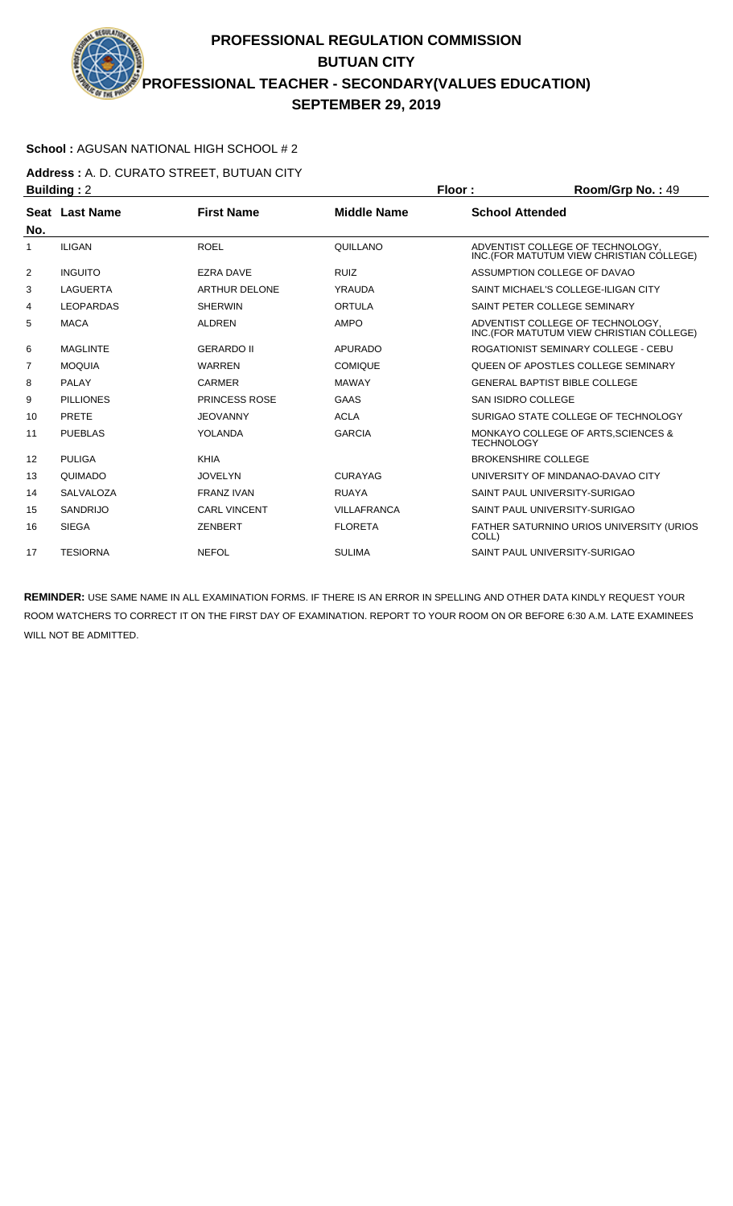# PROFESSIONAL REGULATION COMMISSION
## BUTUAN CITY
## PROFESSIONAL TEACHER - SECONDARY(VALUES EDUCATION)
## SEPTEMBER 29, 2019

**School :** AGUSAN NATIONAL HIGH SCHOOL # 2

**Address :** A. D. CURATO STREET, BUTUAN CITY

**Building :** 2 **Floor :** **Room/Grp No. :** 49

| Seat No. | Last Name | First Name | Middle Name | School Attended |
|---|---|---|---|---|
| 1 | ILIGAN | ROEL | QUILLANO | ADVENTIST COLLEGE OF TECHNOLOGY, INC.(FOR MATUTUM VIEW CHRISTIAN COLLEGE) |
| 2 | INGUITO | EZRA DAVE | RUIZ | ASSUMPTION COLLEGE OF DAVAO |
| 3 | LAGUERTA | ARTHUR DELONE | YRAUDA | SAINT MICHAEL'S COLLEGE-ILIGAN CITY |
| 4 | LEOPARDAS | SHERWIN | ORTULA | SAINT PETER COLLEGE SEMINARY |
| 5 | MACA | ALDREN | AMPO | ADVENTIST COLLEGE OF TECHNOLOGY, INC.(FOR MATUTUM VIEW CHRISTIAN COLLEGE) |
| 6 | MAGLINTE | GERARDO II | APURADO | ROGATIONIST SEMINARY COLLEGE - CEBU |
| 7 | MOQUIA | WARREN | COMIQUE | QUEEN OF APOSTLES COLLEGE SEMINARY |
| 8 | PALAY | CARMER | MAWAY | GENERAL BAPTIST BIBLE COLLEGE |
| 9 | PILLIONES | PRINCESS ROSE | GAAS | SAN ISIDRO COLLEGE |
| 10 | PRETE | JEOVANNY | ACLA | SURIGAO STATE COLLEGE OF TECHNOLOGY |
| 11 | PUEBLAS | YOLANDA | GARCIA | MONKAYO COLLEGE OF ARTS,SCIENCES & TECHNOLOGY |
| 12 | PULIGA | KHIA | | BROKENSHIRE COLLEGE |
| 13 | QUIMADO | JOVELYN | CURAYAG | UNIVERSITY OF MINDANAO-DAVAO CITY |
| 14 | SALVALOZA | FRANZ IVAN | RUAYA | SAINT PAUL UNIVERSITY-SURIGAO |
| 15 | SANDRIJO | CARL VINCENT | VILLAFRANCA | SAINT PAUL UNIVERSITY-SURIGAO |
| 16 | SIEGA | ZENBERT | FLORETA | FATHER SATURNINO URIOS UNIVERSITY (URIOS COLL) |
| 17 | TESIORNA | NEFOL | SULIMA | SAINT PAUL UNIVERSITY-SURIGAO |

**REMINDER:** USE SAME NAME IN ALL EXAMINATION FORMS. IF THERE IS AN ERROR IN SPELLING AND OTHER DATA KINDLY REQUEST YOUR ROOM WATCHERS TO CORRECT IT ON THE FIRST DAY OF EXAMINATION. REPORT TO YOUR ROOM ON OR BEFORE 6:30 A.M. LATE EXAMINEES WILL NOT BE ADMITTED.